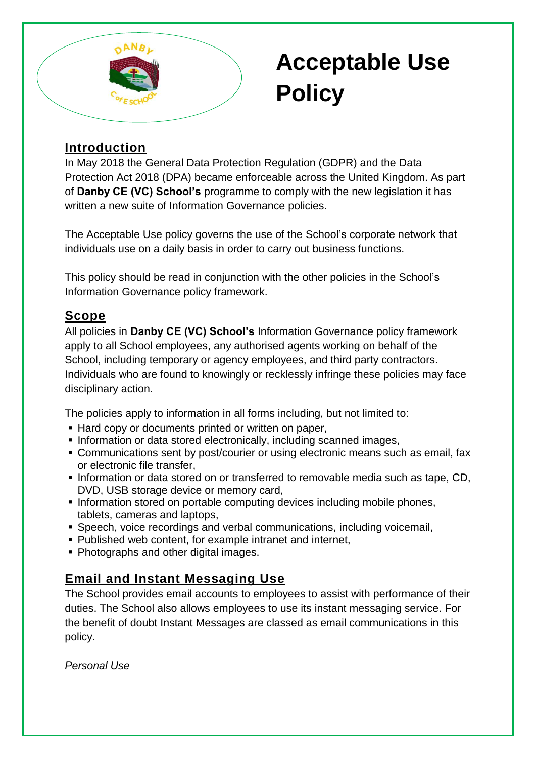# Acceptable Use Policy

## Introduction

In May 2018 the General Data Protection Regulation (GDPR) and the Data Protection Act 2018 (DPA) became enforceable across the United Kingdom. As part of **Danby CE (VC) School's** programme to comply with the new legislation it has written a new suite of Information Governance policies.

The Acceptable Use policy governs the use of the School's corporate network that individuals use on a daily basis in order to carry out business functions.

This policy should be read in conjunction with the other policies in the School's Information Governance policy framework.

## Scope

All policies in **Danby CE (VC) School's** Information Governance policy framework apply to all School employees, any authorised agents working on behalf of the School, including temporary or agency employees, and third party contractors. Individuals who are found to knowingly or recklessly infringe these policies may face disciplinary action.

The policies apply to information in all forms including, but not limited to:

- Hard copy or documents printed or written on paper,
- Information or data stored electronically, including scanned images,
- Communications sent by post/courier or using electronic means such as email, fax or electronic file transfer,
- Information or data stored on or transferred to removable media such as tape, CD, DVD, USB storage device or memory card,
- Information stored on portable computing devices including mobile phones, tablets, cameras and laptops,
- Speech, voice recordings and verbal communications, including voicemail,
- Published web content, for example intranet and internet,
- Photographs and other digital images.

## Email and Instant Messaging Use

The School provides email accounts to employees to assist with performance of their duties. The School also allows employees to use its instant messaging service. For the benefit of doubt Instant Messages are classed as email communications in this policy.

*Personal Use*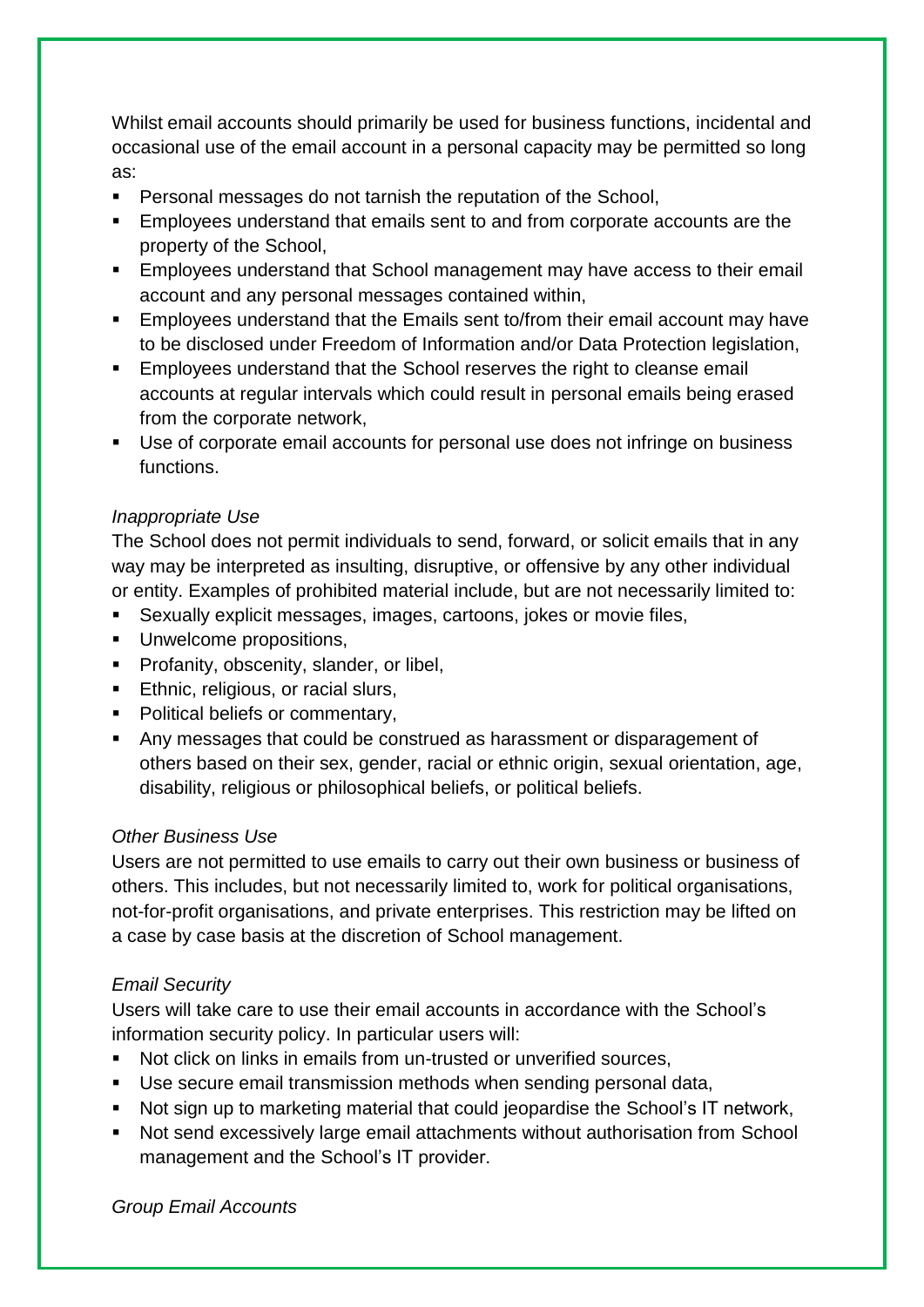Whilst email accounts should primarily be used for business functions, incidental and occasional use of the email account in a personal capacity may be permitted so long as:

- Personal messages do not tarnish the reputation of the School,
- Employees understand that emails sent to and from corporate accounts are the property of the School,
- Employees understand that School management may have access to their email account and any personal messages contained within,
- Employees understand that the Emails sent to/from their email account may have to be disclosed under Freedom of Information and/or Data Protection legislation,
- Employees understand that the School reserves the right to cleanse email accounts at regular intervals which could result in personal emails being erased from the corporate network,
- Use of corporate email accounts for personal use does not infringe on business functions.

*Inappropriate Use*

The School does not permit individuals to send, forward, or solicit emails that in any way may be interpreted as insulting, disruptive, or offensive by any other individual or entity. Examples of prohibited material include, but are not necessarily limited to:

- Sexually explicit messages, images, cartoons, jokes or movie files,
- Unwelcome propositions,
- Profanity, obscenity, slander, or libel,
- Ethnic, religious, or racial slurs,
- Political beliefs or commentary,
- Any messages that could be construed as harassment or disparagement of others based on their sex, gender, racial or ethnic origin, sexual orientation, age, disability, religious or philosophical beliefs, or political beliefs.

*Other Business Use*

Users are not permitted to use emails to carry out their own business or business of others. This includes, but not necessarily limited to, work for political organisations, not-for-profit organisations, and private enterprises. This restriction may be lifted on a case by case basis at the discretion of School management.

*Email Security*

Users will take care to use their email accounts in accordance with the School's information security policy. In particular users will:

- Not click on links in emails from un-trusted or unverified sources,
- Use secure email transmission methods when sending personal data,
- Not sign up to marketing material that could jeopardise the School's IT network,
- Not send excessively large email attachments without authorisation from School management and the School's IT provider.

*Group Email Accounts*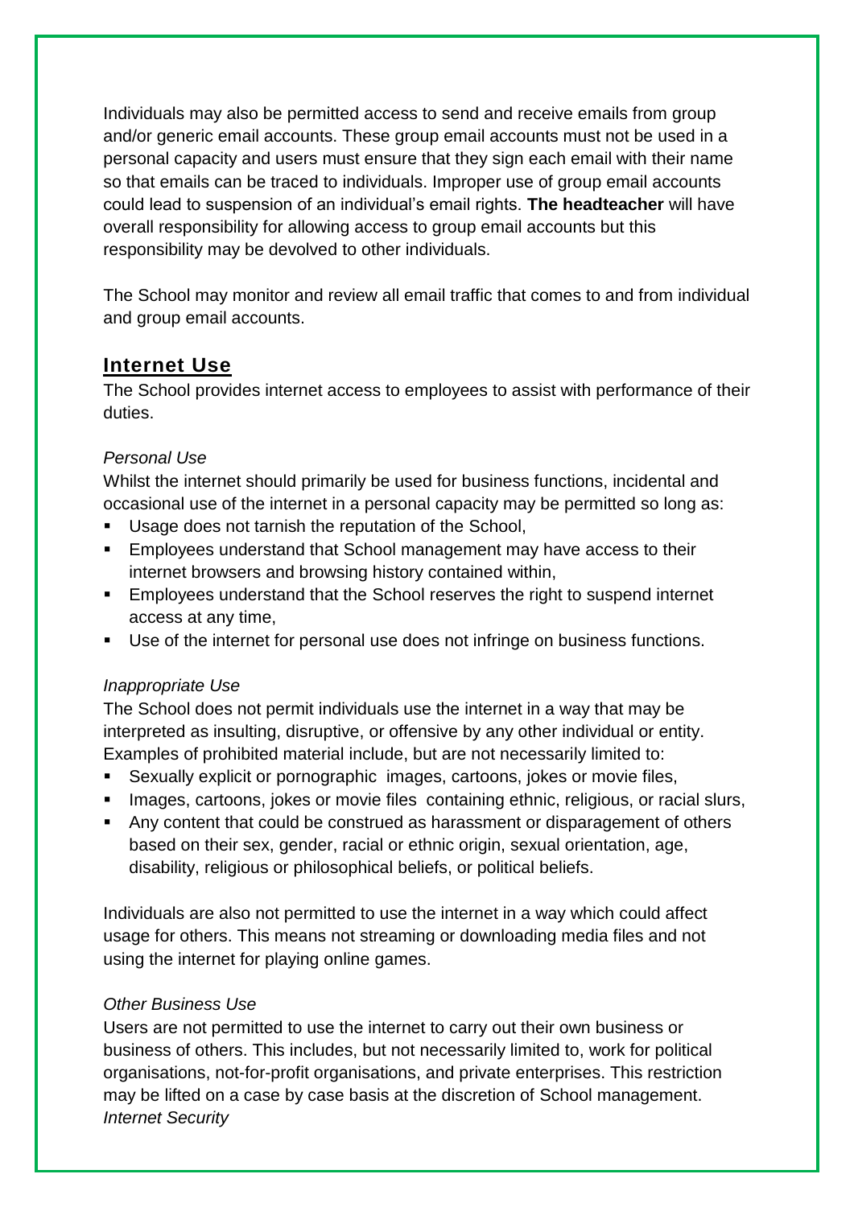Individuals may also be permitted access to send and receive emails from group and/or generic email accounts. These group email accounts must not be used in a personal capacity and users must ensure that they sign each email with their name so that emails can be traced to individuals. Improper use of group email accounts could lead to suspension of an individual's email rights. **The headteacher** will have overall responsibility for allowing access to group email accounts but this responsibility may be devolved to other individuals.

The School may monitor and review all email traffic that comes to and from individual and group email accounts.

## Internet Use

The School provides internet access to employees to assist with performance of their duties.

*Personal Use*

Whilst the internet should primarily be used for business functions, incidental and occasional use of the internet in a personal capacity may be permitted so long as:

- Usage does not tarnish the reputation of the School,
- Employees understand that School management may have access to their internet browsers and browsing history contained within,
- Employees understand that the School reserves the right to suspend internet access at any time,
- Use of the internet for personal use does not infringe on business functions.

*Inappropriate Use*

The School does not permit individuals use the internet in a way that may be interpreted as insulting, disruptive, or offensive by any other individual or entity. Examples of prohibited material include, but are not necessarily limited to:

- Sexually explicit or pornographic images, cartoons, jokes or movie files,
- Images, cartoons, jokes or movie files containing ethnic, religious, or racial slurs,
- Any content that could be construed as harassment or disparagement of others based on their sex, gender, racial or ethnic origin, sexual orientation, age, disability, religious or philosophical beliefs, or political beliefs.

Individuals are also not permitted to use the internet in a way which could affect usage for others. This means not streaming or downloading media files and not using the internet for playing online games.

*Other Business Use*

Users are not permitted to use the internet to carry out their own business or business of others. This includes, but not necessarily limited to, work for political organisations, not-for-profit organisations, and private enterprises. This restriction may be lifted on a case by case basis at the discretion of School management.

*Internet Security*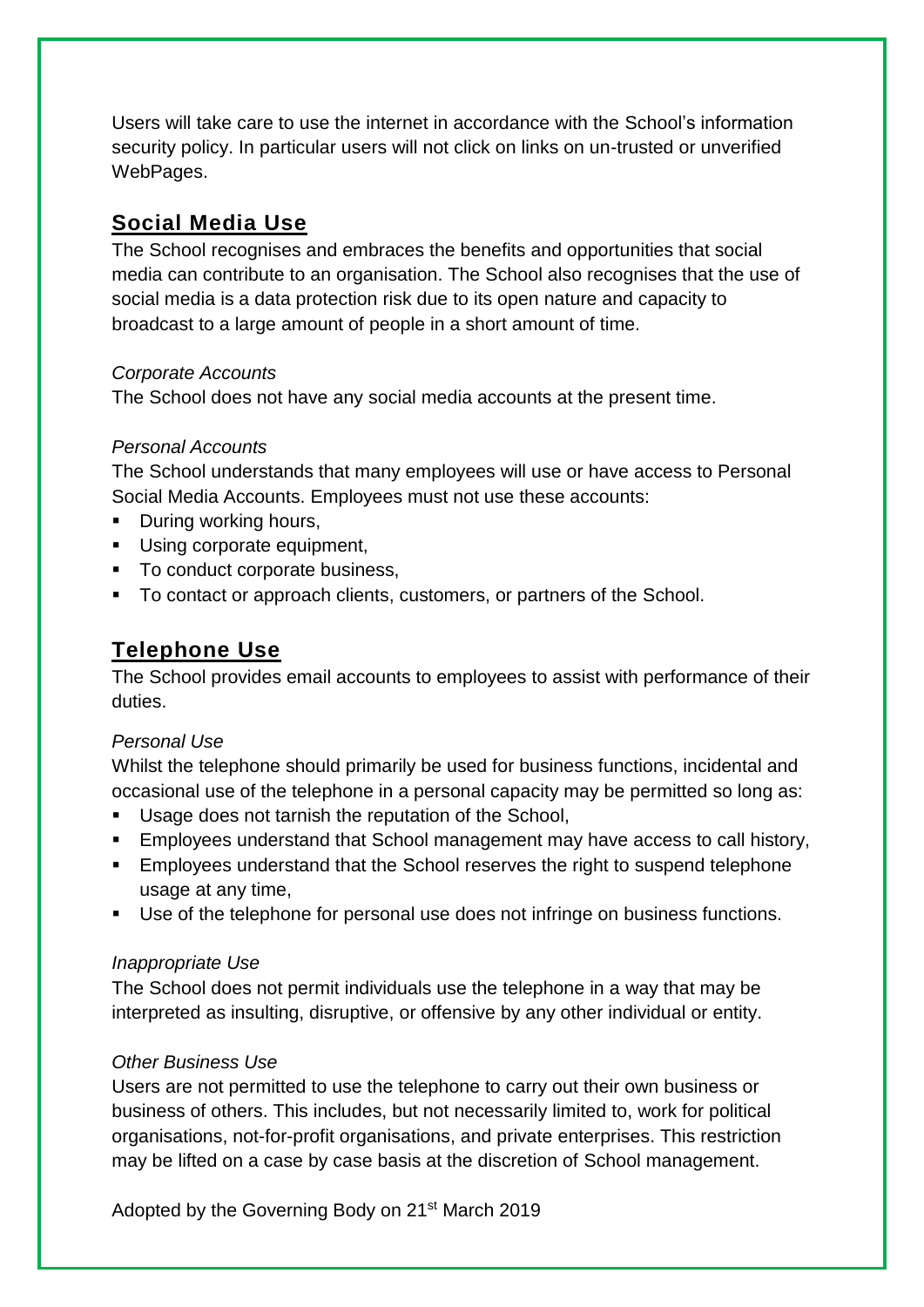Users will take care to use the internet in accordance with the School's information security policy. In particular users will not click on links on un-trusted or unverified WebPages.

## Social Media Use

The School recognises and embraces the benefits and opportunities that social media can contribute to an organisation. The School also recognises that the use of social media is a data protection risk due to its open nature and capacity to broadcast to a large amount of people in a short amount of time.

*Corporate Accounts*

The School does not have any social media accounts at the present time.

*Personal Accounts*

The School understands that many employees will use or have access to Personal Social Media Accounts. Employees must not use these accounts:

- During working hours,
- Using corporate equipment,
- To conduct corporate business,
- To contact or approach clients, customers, or partners of the School.

## Telephone Use

The School provides email accounts to employees to assist with performance of their duties.

*Personal Use*

Whilst the telephone should primarily be used for business functions, incidental and occasional use of the telephone in a personal capacity may be permitted so long as:

- Usage does not tarnish the reputation of the School,
- Employees understand that School management may have access to call history,
- Employees understand that the School reserves the right to suspend telephone usage at any time,
- Use of the telephone for personal use does not infringe on business functions.

*Inappropriate Use*

The School does not permit individuals use the telephone in a way that may be interpreted as insulting, disruptive, or offensive by any other individual or entity.

*Other Business Use*

Users are not permitted to use the telephone to carry out their own business or business of others. This includes, but not necessarily limited to, work for political organisations, not-for-profit organisations, and private enterprises. This restriction may be lifted on a case by case basis at the discretion of School management.

Adopted by the Governing Body on 21st March 2019